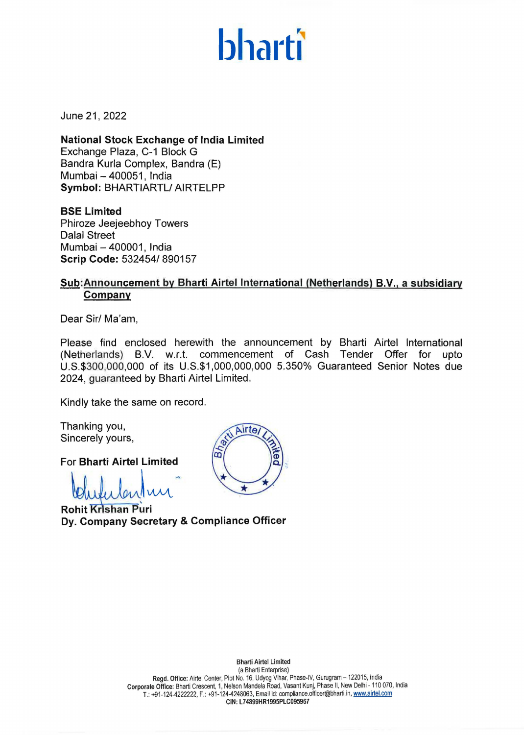bharti

June 21, 2022

**National Stock Exchange of India Limited**
Exchange Plaza, C-1 Block G
Bandra Kurla Complex, Bandra (E)
Mumbai – 400051, India
**Symbol:** BHARTIARTL/ AIRTELPP

**BSE Limited**
Phiroze Jeejeebhoy Towers
Dalal Street
Mumbai – 400001, India
**Scrip Code:** 532454/ 890157

**Sub: Announcement by Bharti Airtel International (Netherlands) B.V., a subsidiary Company**

Dear Sir/ Ma'am,

Please find enclosed herewith the announcement by Bharti Airtel International (Netherlands) B.V. w.r.t. commencement of Cash Tender Offer for upto U.S.$300,000,000 of its U.S.$1,000,000,000 5.350% Guaranteed Senior Notes due 2024, guaranteed by Bharti Airtel Limited.

Kindly take the same on record.

Thanking you,
Sincerely yours,

For **Bharti Airtel Limited**

**Rohit Krishan Puri**
**Dy. Company Secretary & Compliance Officer**

**Bharti Airtel Limited**
(a Bharti Enterprise)
**Regd. Office:** Airtel Center, Plot No. 16, Udyog Vihar, Phase-IV, Gurugram – 122015, India
**Corporate Office:** Bharti Crescent, 1, Nelson Mandela Road, Vasant Kunj, Phase II, New Delhi - 110 070, India
T.: +91-124-4222222, F.: +91-124-4248063, Email id: compliance.officer@bharti.in, www.airtel.com
**CIN: L74899HR1995PLC095967**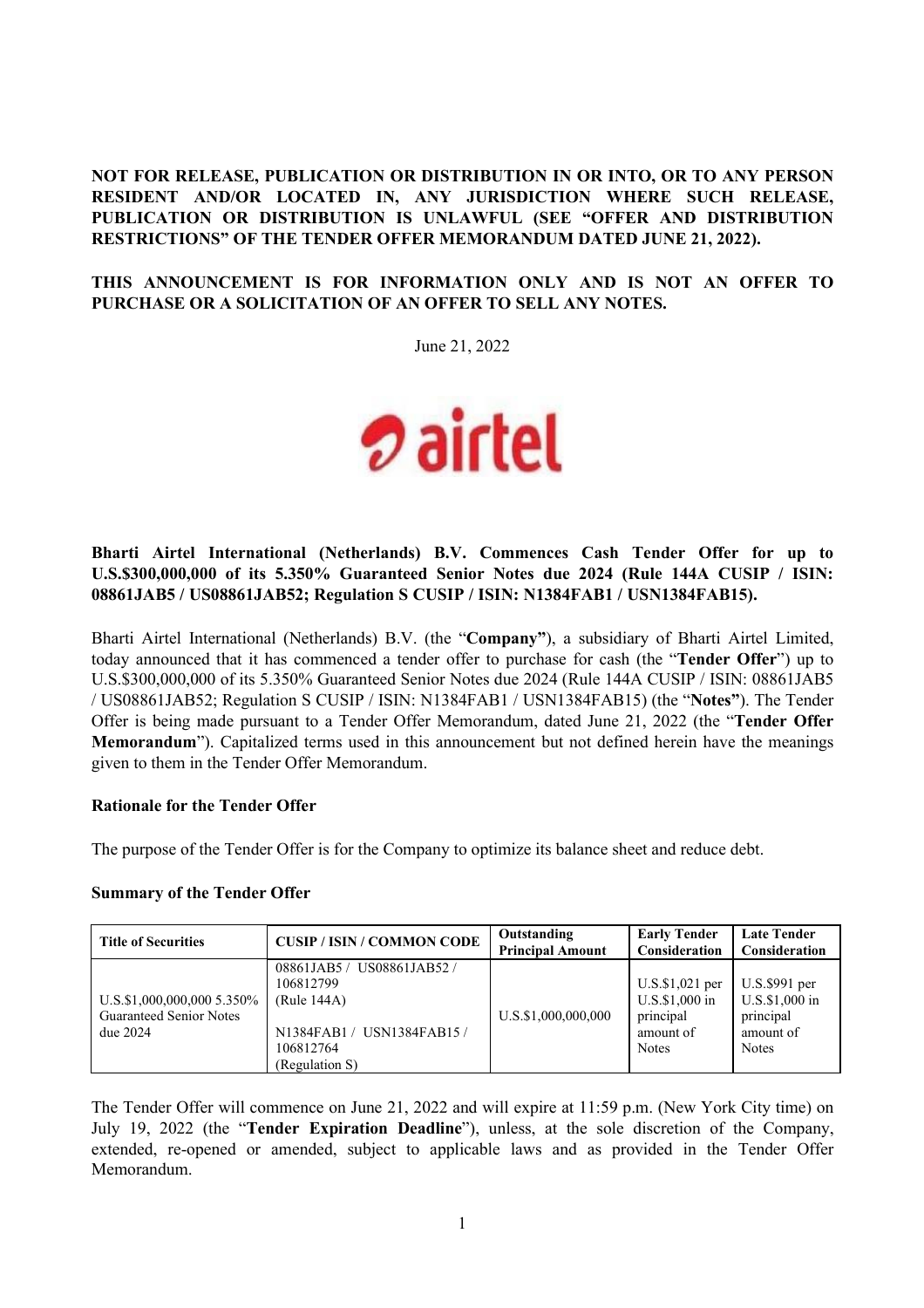**NOT FOR RELEASE, PUBLICATION OR DISTRIBUTION IN OR INTO, OR TO ANY PERSON RESIDENT AND/OR LOCATED IN, ANY JURISDICTION WHERE SUCH RELEASE, PUBLICATION OR DISTRIBUTION IS UNLAWFUL (SEE "OFFER AND DISTRIBUTION RESTRICTIONS" OF THE TENDER OFFER MEMORANDUM DATED JUNE 21, 2022).**

**THIS ANNOUNCEMENT IS FOR INFORMATION ONLY AND IS NOT AN OFFER TO PURCHASE OR A SOLICITATION OF AN OFFER TO SELL ANY NOTES.**

June 21, 2022

airtel

**Bharti Airtel International (Netherlands) B.V. Commences Cash Tender Offer for up to U.S.$300,000,000 of its 5.350% Guaranteed Senior Notes due 2024 (Rule 144A CUSIP / ISIN: 08861JAB5 / US08861JAB52; Regulation S CUSIP / ISIN: N1384FAB1 / USN1384FAB15).**

Bharti Airtel International (Netherlands) B.V. (the "**Company"**), a subsidiary of Bharti Airtel Limited, today announced that it has commenced a tender offer to purchase for cash (the "**Tender Offer**") up to U.S.$300,000,000 of its 5.350% Guaranteed Senior Notes due 2024 (Rule 144A CUSIP / ISIN: 08861JAB5 / US08861JAB52; Regulation S CUSIP / ISIN: N1384FAB1 / USN1384FAB15) (the "**Notes"**). The Tender Offer is being made pursuant to a Tender Offer Memorandum, dated June 21, 2022 (the "**Tender Offer Memorandum**"). Capitalized terms used in this announcement but not defined herein have the meanings given to them in the Tender Offer Memorandum.

**Rationale for the Tender Offer**

The purpose of the Tender Offer is for the Company to optimize its balance sheet and reduce debt.

**Summary of the Tender Offer**

| Title of Securities | CUSIP / ISIN / COMMON CODE | Outstanding Principal Amount | Early Tender Consideration | Late Tender Consideration |
|---|---|---|---|---|
| U.S.$1,000,000,000 5.350% Guaranteed Senior Notes due 2024 | 08861JAB5 / US08861JAB52 / 106812799 (Rule 144A)<br><br>N1384FAB1 / USN1384FAB15 / 106812764 (Regulation S) | U.S.$1,000,000,000 | U.S.$1,021 per U.S.$1,000 in principal amount of Notes | U.S.$991 per U.S.$1,000 in principal amount of Notes |

The Tender Offer will commence on June 21, 2022 and will expire at 11:59 p.m. (New York City time) on July 19, 2022 (the "**Tender Expiration Deadline**"), unless, at the sole discretion of the Company, extended, re-opened or amended, subject to applicable laws and as provided in the Tender Offer Memorandum.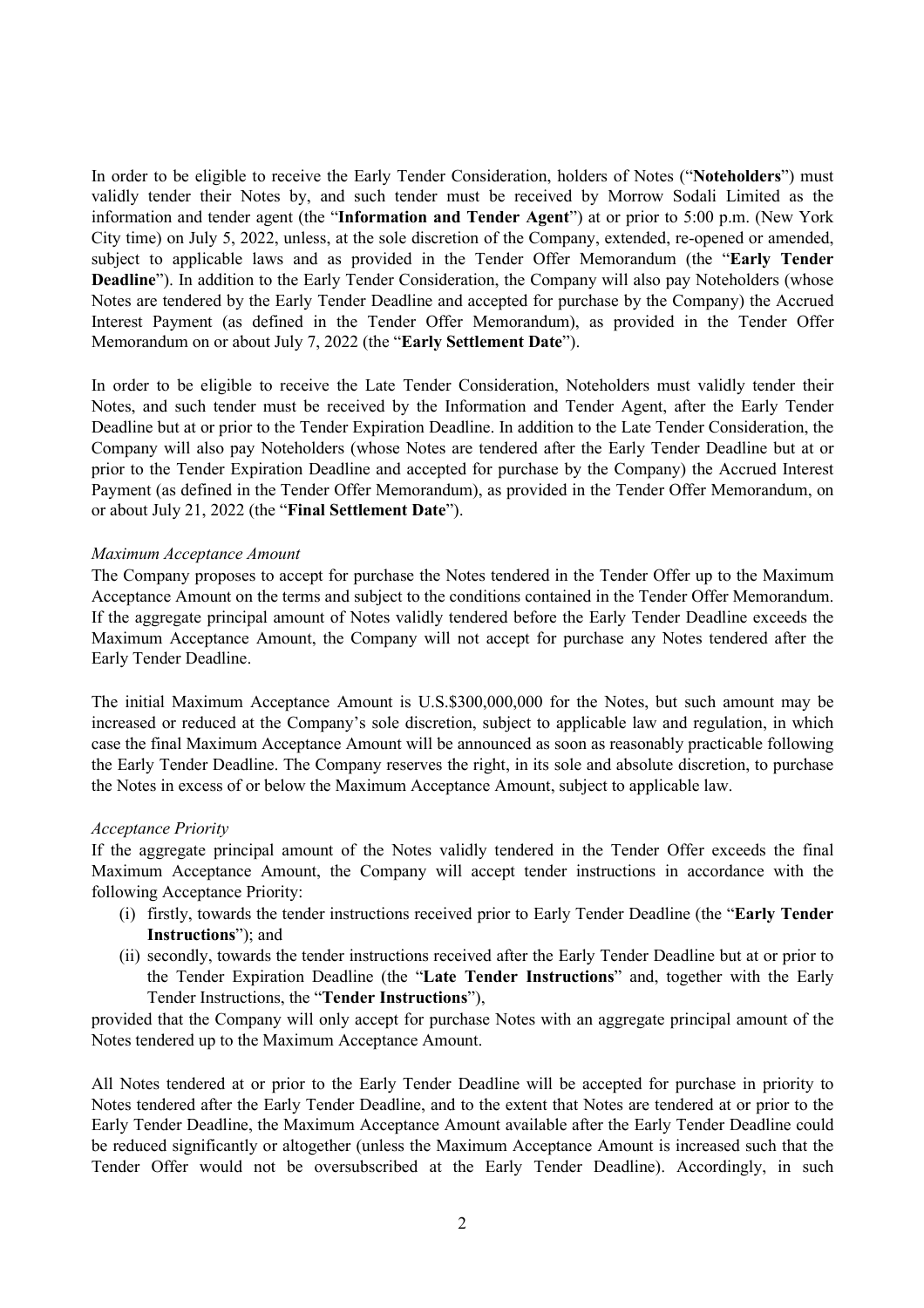In order to be eligible to receive the Early Tender Consideration, holders of Notes ("**Noteholders**") must validly tender their Notes by, and such tender must be received by Morrow Sodali Limited as the information and tender agent (the "**Information and Tender Agent**") at or prior to 5:00 p.m. (New York City time) on July 5, 2022, unless, at the sole discretion of the Company, extended, re-opened or amended, subject to applicable laws and as provided in the Tender Offer Memorandum (the "**Early Tender Deadline**"). In addition to the Early Tender Consideration, the Company will also pay Noteholders (whose Notes are tendered by the Early Tender Deadline and accepted for purchase by the Company) the Accrued Interest Payment (as defined in the Tender Offer Memorandum), as provided in the Tender Offer Memorandum on or about July 7, 2022 (the "**Early Settlement Date**").

In order to be eligible to receive the Late Tender Consideration, Noteholders must validly tender their Notes, and such tender must be received by the Information and Tender Agent, after the Early Tender Deadline but at or prior to the Tender Expiration Deadline. In addition to the Late Tender Consideration, the Company will also pay Noteholders (whose Notes are tendered after the Early Tender Deadline but at or prior to the Tender Expiration Deadline and accepted for purchase by the Company) the Accrued Interest Payment (as defined in the Tender Offer Memorandum), as provided in the Tender Offer Memorandum, on or about July 21, 2022 (the "**Final Settlement Date**").

*Maximum Acceptance Amount*

The Company proposes to accept for purchase the Notes tendered in the Tender Offer up to the Maximum Acceptance Amount on the terms and subject to the conditions contained in the Tender Offer Memorandum. If the aggregate principal amount of Notes validly tendered before the Early Tender Deadline exceeds the Maximum Acceptance Amount, the Company will not accept for purchase any Notes tendered after the Early Tender Deadline.

The initial Maximum Acceptance Amount is U.S.$300,000,000 for the Notes, but such amount may be increased or reduced at the Company's sole discretion, subject to applicable law and regulation, in which case the final Maximum Acceptance Amount will be announced as soon as reasonably practicable following the Early Tender Deadline. The Company reserves the right, in its sole and absolute discretion, to purchase the Notes in excess of or below the Maximum Acceptance Amount, subject to applicable law.

*Acceptance Priority*

If the aggregate principal amount of the Notes validly tendered in the Tender Offer exceeds the final Maximum Acceptance Amount, the Company will accept tender instructions in accordance with the following Acceptance Priority:

(i) firstly, towards the tender instructions received prior to Early Tender Deadline (the "**Early Tender Instructions**"); and
(ii) secondly, towards the tender instructions received after the Early Tender Deadline but at or prior to the Tender Expiration Deadline (the "**Late Tender Instructions**" and, together with the Early Tender Instructions, the "**Tender Instructions**"),

provided that the Company will only accept for purchase Notes with an aggregate principal amount of the Notes tendered up to the Maximum Acceptance Amount.

All Notes tendered at or prior to the Early Tender Deadline will be accepted for purchase in priority to Notes tendered after the Early Tender Deadline, and to the extent that Notes are tendered at or prior to the Early Tender Deadline, the Maximum Acceptance Amount available after the Early Tender Deadline could be reduced significantly or altogether (unless the Maximum Acceptance Amount is increased such that the Tender Offer would not be oversubscribed at the Early Tender Deadline). Accordingly, in such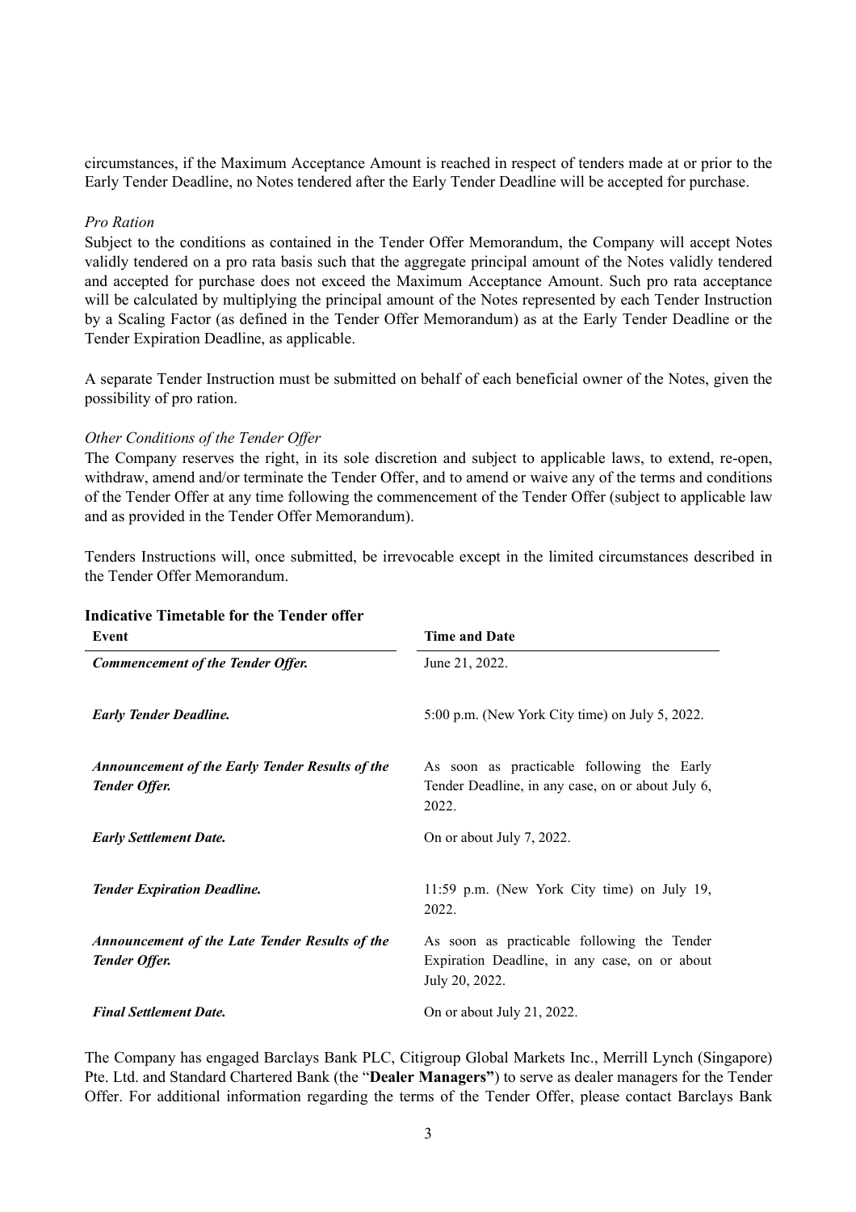circumstances, if the Maximum Acceptance Amount is reached in respect of tenders made at or prior to the Early Tender Deadline, no Notes tendered after the Early Tender Deadline will be accepted for purchase.

*Pro Ration*

Subject to the conditions as contained in the Tender Offer Memorandum, the Company will accept Notes validly tendered on a pro rata basis such that the aggregate principal amount of the Notes validly tendered and accepted for purchase does not exceed the Maximum Acceptance Amount. Such pro rata acceptance will be calculated by multiplying the principal amount of the Notes represented by each Tender Instruction by a Scaling Factor (as defined in the Tender Offer Memorandum) as at the Early Tender Deadline or the Tender Expiration Deadline, as applicable.

A separate Tender Instruction must be submitted on behalf of each beneficial owner of the Notes, given the possibility of pro ration.

*Other Conditions of the Tender Offer*

The Company reserves the right, in its sole discretion and subject to applicable laws, to extend, re-open, withdraw, amend and/or terminate the Tender Offer, and to amend or waive any of the terms and conditions of the Tender Offer at any time following the commencement of the Tender Offer (subject to applicable law and as provided in the Tender Offer Memorandum).

Tenders Instructions will, once submitted, be irrevocable except in the limited circumstances described in the Tender Offer Memorandum.

**Indicative Timetable for the Tender offer**

| Event | Time and Date |
|---|---|
| ***Commencement of the Tender Offer.*** | June 21, 2022. |
| ***Early Tender Deadline.*** | 5:00 p.m. (New York City time) on July 5, 2022. |
| ***Announcement of the Early Tender Results of the Tender Offer.*** | As soon as practicable following the Early Tender Deadline, in any case, on or about July 6, 2022. |
| ***Early Settlement Date.*** | On or about July 7, 2022. |
| ***Tender Expiration Deadline.*** | 11:59 p.m. (New York City time) on July 19, 2022. |
| ***Announcement of the Late Tender Results of the Tender Offer.*** | As soon as practicable following the Tender Expiration Deadline, in any case, on or about July 20, 2022. |
| ***Final Settlement Date.*** | On or about July 21, 2022. |

The Company has engaged Barclays Bank PLC, Citigroup Global Markets Inc., Merrill Lynch (Singapore) Pte. Ltd. and Standard Chartered Bank (the "**Dealer Managers"**) to serve as dealer managers for the Tender Offer. For additional information regarding the terms of the Tender Offer, please contact Barclays Bank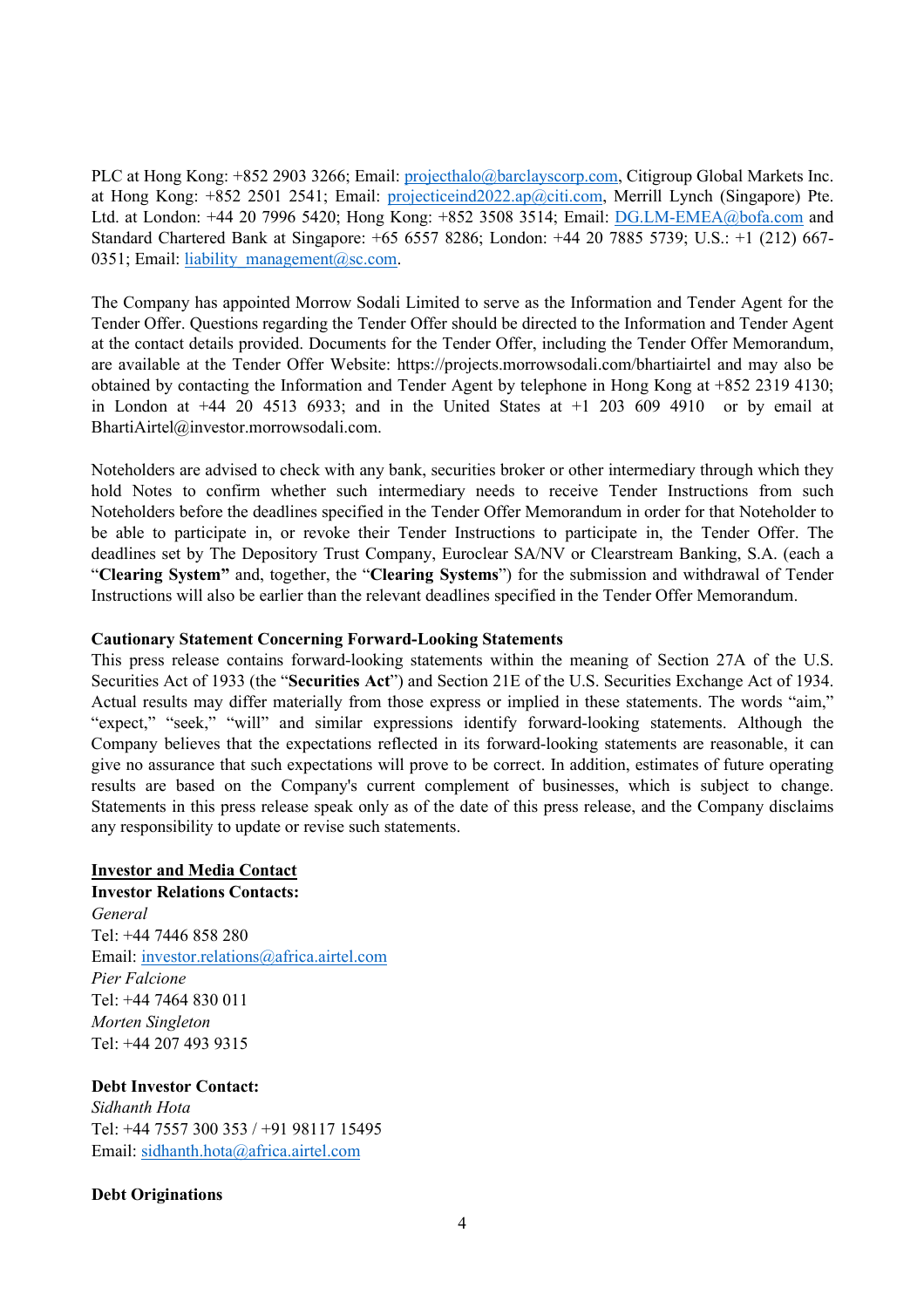PLC at Hong Kong: +852 2903 3266; Email: projecthalo@barclayscorp.com, Citigroup Global Markets Inc. at Hong Kong: +852 2501 2541; Email: projecticeind2022.ap@citi.com, Merrill Lynch (Singapore) Pte. Ltd. at London: +44 20 7996 5420; Hong Kong: +852 3508 3514; Email: DG.LM-EMEA@bofa.com and Standard Chartered Bank at Singapore: +65 6557 8286; London: +44 20 7885 5739; U.S.: +1 (212) 667-0351; Email: liability_management@sc.com.

The Company has appointed Morrow Sodali Limited to serve as the Information and Tender Agent for the Tender Offer. Questions regarding the Tender Offer should be directed to the Information and Tender Agent at the contact details provided. Documents for the Tender Offer, including the Tender Offer Memorandum, are available at the Tender Offer Website: https://projects.morrowsodali.com/bhartiairtel and may also be obtained by contacting the Information and Tender Agent by telephone in Hong Kong at +852 2319 4130; in London at +44 20 4513 6933; and in the United States at +1 203 609 4910 or by email at BhartiAirtel@investor.morrowsodali.com.

Noteholders are advised to check with any bank, securities broker or other intermediary through which they hold Notes to confirm whether such intermediary needs to receive Tender Instructions from such Noteholders before the deadlines specified in the Tender Offer Memorandum in order for that Noteholder to be able to participate in, or revoke their Tender Instructions to participate in, the Tender Offer. The deadlines set by The Depository Trust Company, Euroclear SA/NV or Clearstream Banking, S.A. (each a "**Clearing System**" and, together, the "**Clearing Systems**") for the submission and withdrawal of Tender Instructions will also be earlier than the relevant deadlines specified in the Tender Offer Memorandum.

**Cautionary Statement Concerning Forward-Looking Statements**

This press release contains forward-looking statements within the meaning of Section 27A of the U.S. Securities Act of 1933 (the "**Securities Act**") and Section 21E of the U.S. Securities Exchange Act of 1934. Actual results may differ materially from those express or implied in these statements. The words "aim," "expect," "seek," "will" and similar expressions identify forward-looking statements. Although the Company believes that the expectations reflected in its forward-looking statements are reasonable, it can give no assurance that such expectations will prove to be correct. In addition, estimates of future operating results are based on the Company's current complement of businesses, which is subject to change. Statements in this press release speak only as of the date of this press release, and the Company disclaims any responsibility to update or revise such statements.

**Investor and Media Contact**

**Investor Relations Contacts:**

*General*
Tel: +44 7446 858 280
Email: investor.relations@africa.airtel.com
*Pier Falcione*
Tel: +44 7464 830 011
*Morten Singleton*
Tel: +44 207 493 9315

**Debt Investor Contact:**

*Sidhanth Hota*
Tel: +44 7557 300 353 / +91 98117 15495
Email: sidhanth.hota@africa.airtel.com

**Debt Originations**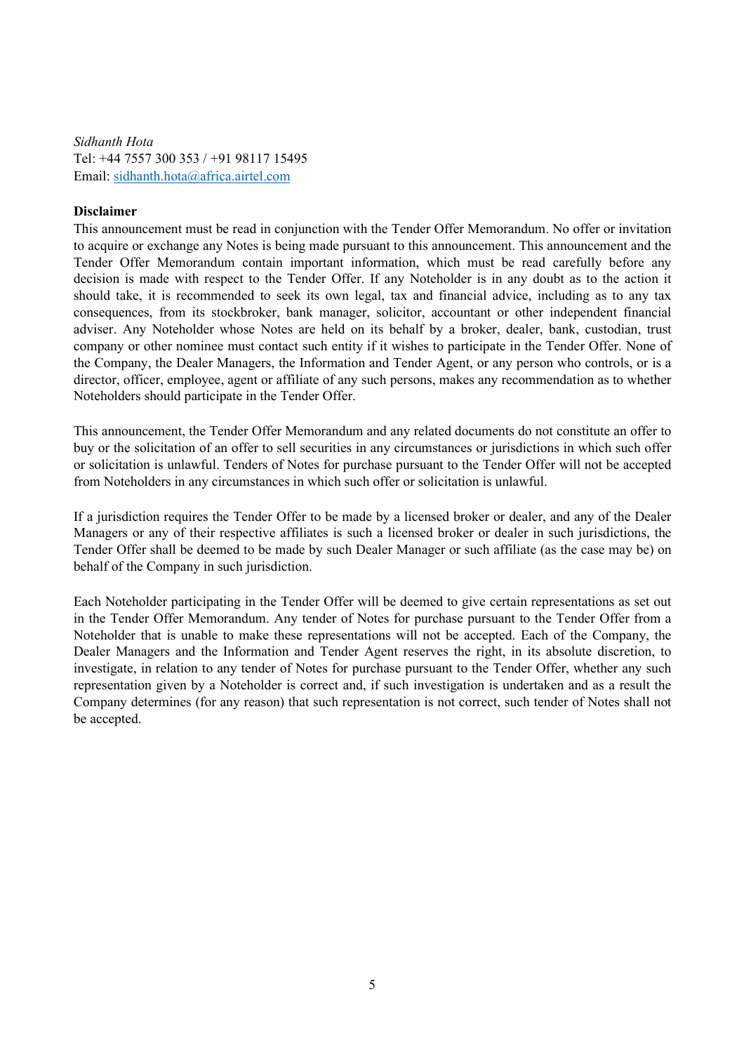*Sidhanth Hota*
Tel: +44 7557 300 353 / +91 98117 15495
Email: sidhanth.hota@africa.airtel.com

**Disclaimer**

This announcement must be read in conjunction with the Tender Offer Memorandum. No offer or invitation to acquire or exchange any Notes is being made pursuant to this announcement. This announcement and the Tender Offer Memorandum contain important information, which must be read carefully before any decision is made with respect to the Tender Offer. If any Noteholder is in any doubt as to the action it should take, it is recommended to seek its own legal, tax and financial advice, including as to any tax consequences, from its stockbroker, bank manager, solicitor, accountant or other independent financial adviser. Any Noteholder whose Notes are held on its behalf by a broker, dealer, bank, custodian, trust company or other nominee must contact such entity if it wishes to participate in the Tender Offer. None of the Company, the Dealer Managers, the Information and Tender Agent, or any person who controls, or is a director, officer, employee, agent or affiliate of any such persons, makes any recommendation as to whether Noteholders should participate in the Tender Offer.

This announcement, the Tender Offer Memorandum and any related documents do not constitute an offer to buy or the solicitation of an offer to sell securities in any circumstances or jurisdictions in which such offer or solicitation is unlawful. Tenders of Notes for purchase pursuant to the Tender Offer will not be accepted from Noteholders in any circumstances in which such offer or solicitation is unlawful.

If a jurisdiction requires the Tender Offer to be made by a licensed broker or dealer, and any of the Dealer Managers or any of their respective affiliates is such a licensed broker or dealer in such jurisdictions, the Tender Offer shall be deemed to be made by such Dealer Manager or such affiliate (as the case may be) on behalf of the Company in such jurisdiction.

Each Noteholder participating in the Tender Offer will be deemed to give certain representations as set out in the Tender Offer Memorandum. Any tender of Notes for purchase pursuant to the Tender Offer from a Noteholder that is unable to make these representations will not be accepted. Each of the Company, the Dealer Managers and the Information and Tender Agent reserves the right, in its absolute discretion, to investigate, in relation to any tender of Notes for purchase pursuant to the Tender Offer, whether any such representation given by a Noteholder is correct and, if such investigation is undertaken and as a result the Company determines (for any reason) that such representation is not correct, such tender of Notes shall not be accepted.